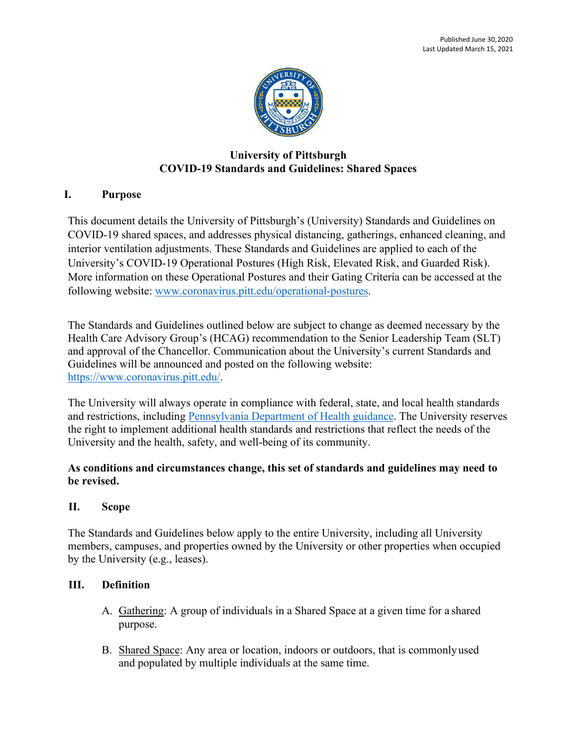Published June 30, 2020
Last Updated March 15, 2021

# University of Pittsburgh
# COVID-19 Standards and Guidelines: Shared Spaces

## I. Purpose

This document details the University of Pittsburgh's (University) Standards and Guidelines on COVID-19 shared spaces, and addresses physical distancing, gatherings, enhanced cleaning, and interior ventilation adjustments. These Standards and Guidelines are applied to each of the University's COVID-19 Operational Postures (High Risk, Elevated Risk, and Guarded Risk). More information on these Operational Postures and their Gating Criteria can be accessed at the following website: [www.coronavirus.pitt.edu/operational-postures](www.coronavirus.pitt.edu/operational-postures).

The Standards and Guidelines outlined below are subject to change as deemed necessary by the Health Care Advisory Group's (HCAG) recommendation to the Senior Leadership Team (SLT) and approval of the Chancellor. Communication about the University's current Standards and Guidelines will be announced and posted on the following website: [https://www.coronavirus.pitt.edu/](https://www.coronavirus.pitt.edu/).

The University will always operate in compliance with federal, state, and local health standards and restrictions, including Pennsylvania Department of Health guidance. The University reserves the right to implement additional health standards and restrictions that reflect the needs of the University and the health, safety, and well-being of its community.

**As conditions and circumstances change, this set of standards and guidelines may need to be revised.**

## II. Scope

The Standards and Guidelines below apply to the entire University, including all University members, campuses, and properties owned by the University or other properties when occupied by the University (e.g., leases).

## III. Definition

A. Gathering: A group of individuals in a Shared Space at a given time for a shared purpose.

B. Shared Space: Any area or location, indoors or outdoors, that is commonly used and populated by multiple individuals at the same time.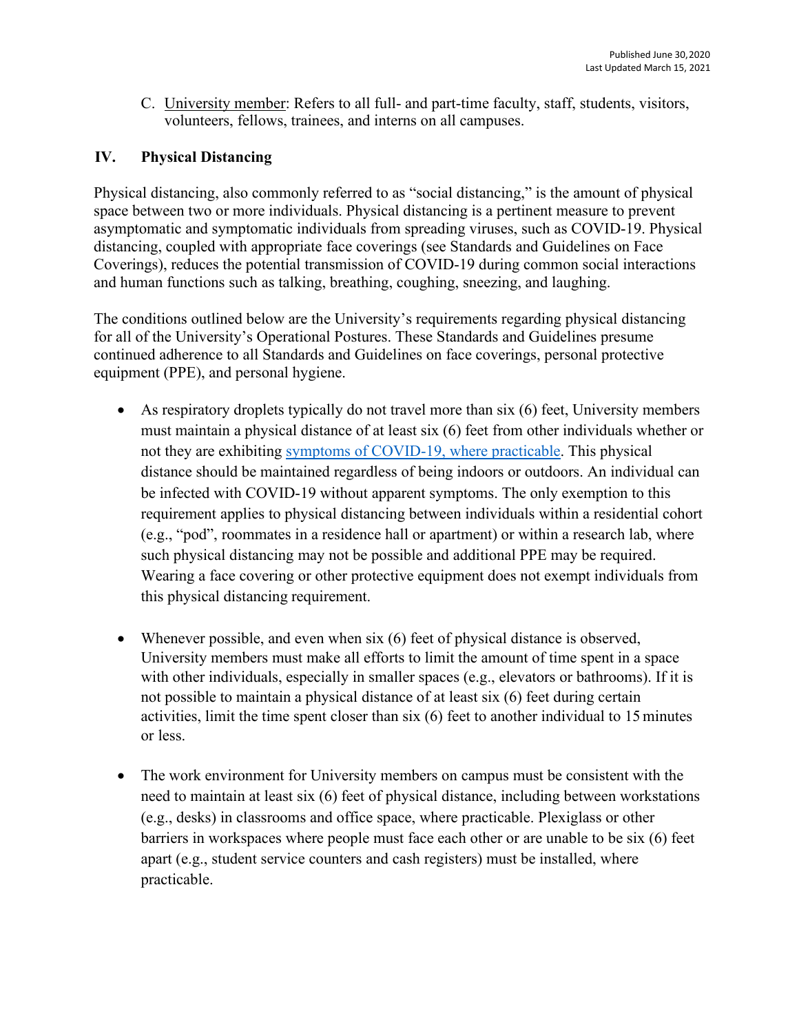C. University member: Refers to all full- and part-time faculty, staff, students, visitors, volunteers, fellows, trainees, and interns on all campuses.

## IV. Physical Distancing

Physical distancing, also commonly referred to as "social distancing," is the amount of physical space between two or more individuals. Physical distancing is a pertinent measure to prevent asymptomatic and symptomatic individuals from spreading viruses, such as COVID-19. Physical distancing, coupled with appropriate face coverings (see Standards and Guidelines on Face Coverings), reduces the potential transmission of COVID-19 during common social interactions and human functions such as talking, breathing, coughing, sneezing, and laughing.

The conditions outlined below are the University's requirements regarding physical distancing for all of the University's Operational Postures. These Standards and Guidelines presume continued adherence to all Standards and Guidelines on face coverings, personal protective equipment (PPE), and personal hygiene.

- As respiratory droplets typically do not travel more than six (6) feet, University members must maintain a physical distance of at least six (6) feet from other individuals whether or not they are exhibiting symptoms of COVID-19, where practicable. This physical distance should be maintained regardless of being indoors or outdoors. An individual can be infected with COVID-19 without apparent symptoms. The only exemption to this requirement applies to physical distancing between individuals within a residential cohort (e.g., "pod", roommates in a residence hall or apartment) or within a research lab, where such physical distancing may not be possible and additional PPE may be required. Wearing a face covering or other protective equipment does not exempt individuals from this physical distancing requirement.

- Whenever possible, and even when six (6) feet of physical distance is observed, University members must make all efforts to limit the amount of time spent in a space with other individuals, especially in smaller spaces (e.g., elevators or bathrooms). If it is not possible to maintain a physical distance of at least six (6) feet during certain activities, limit the time spent closer than six (6) feet to another individual to 15 minutes or less.

- The work environment for University members on campus must be consistent with the need to maintain at least six (6) feet of physical distance, including between workstations (e.g., desks) in classrooms and office space, where practicable. Plexiglass or other barriers in workspaces where people must face each other or are unable to be six (6) feet apart (e.g., student service counters and cash registers) must be installed, where practicable.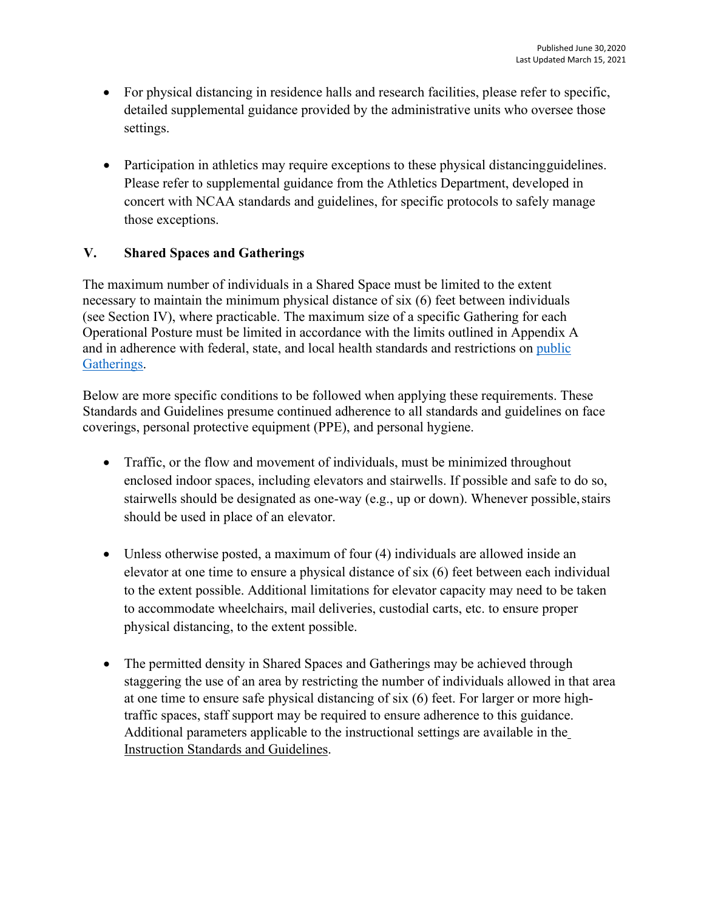- For physical distancing in residence halls and research facilities, please refer to specific, detailed supplemental guidance provided by the administrative units who oversee those settings.

- Participation in athletics may require exceptions to these physical distancing guidelines. Please refer to supplemental guidance from the Athletics Department, developed in concert with NCAA standards and guidelines, for specific protocols to safely manage those exceptions.

## V. Shared Spaces and Gatherings

The maximum number of individuals in a Shared Space must be limited to the extent necessary to maintain the minimum physical distance of six (6) feet between individuals (see Section IV), where practicable. The maximum size of a specific Gathering for each Operational Posture must be limited in accordance with the limits outlined in Appendix A and in adherence with federal, state, and local health standards and restrictions on public Gatherings.

Below are more specific conditions to be followed when applying these requirements. These Standards and Guidelines presume continued adherence to all standards and guidelines on face coverings, personal protective equipment (PPE), and personal hygiene.

- Traffic, or the flow and movement of individuals, must be minimized throughout enclosed indoor spaces, including elevators and stairwells. If possible and safe to do so, stairwells should be designated as one-way (e.g., up or down). Whenever possible, stairs should be used in place of an elevator.

- Unless otherwise posted, a maximum of four (4) individuals are allowed inside an elevator at one time to ensure a physical distance of six (6) feet between each individual to the extent possible. Additional limitations for elevator capacity may need to be taken to accommodate wheelchairs, mail deliveries, custodial carts, etc. to ensure proper physical distancing, to the extent possible.

- The permitted density in Shared Spaces and Gatherings may be achieved through staggering the use of an area by restricting the number of individuals allowed in that area at one time to ensure safe physical distancing of six (6) feet. For larger or more high-traffic spaces, staff support may be required to ensure adherence to this guidance. Additional parameters applicable to the instructional settings are available in the Instruction Standards and Guidelines.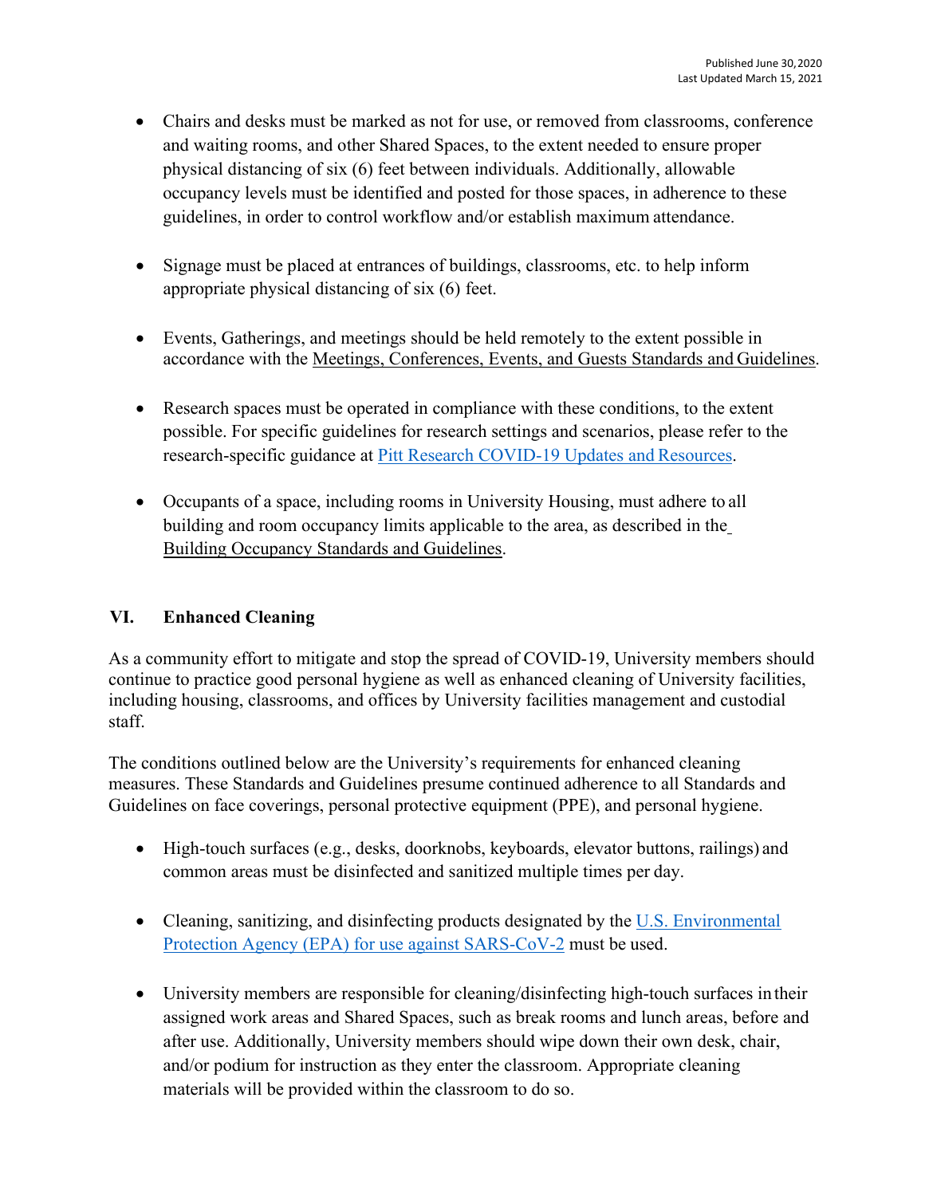- Chairs and desks must be marked as not for use, or removed from classrooms, conference and waiting rooms, and other Shared Spaces, to the extent needed to ensure proper physical distancing of six (6) feet between individuals. Additionally, allowable occupancy levels must be identified and posted for those spaces, in adherence to these guidelines, in order to control workflow and/or establish maximum attendance.

- Signage must be placed at entrances of buildings, classrooms, etc. to help inform appropriate physical distancing of six (6) feet.

- Events, Gatherings, and meetings should be held remotely to the extent possible in accordance with the Meetings, Conferences, Events, and Guests Standards and Guidelines.

- Research spaces must be operated in compliance with these conditions, to the extent possible. For specific guidelines for research settings and scenarios, please refer to the research-specific guidance at Pitt Research COVID-19 Updates and Resources.

- Occupants of a space, including rooms in University Housing, must adhere to all building and room occupancy limits applicable to the area, as described in the Building Occupancy Standards and Guidelines.

## VI. Enhanced Cleaning

As a community effort to mitigate and stop the spread of COVID-19, University members should continue to practice good personal hygiene as well as enhanced cleaning of University facilities, including housing, classrooms, and offices by University facilities management and custodial staff.

The conditions outlined below are the University's requirements for enhanced cleaning measures. These Standards and Guidelines presume continued adherence to all Standards and Guidelines on face coverings, personal protective equipment (PPE), and personal hygiene.

- High-touch surfaces (e.g., desks, doorknobs, keyboards, elevator buttons, railings) and common areas must be disinfected and sanitized multiple times per day.

- Cleaning, sanitizing, and disinfecting products designated by the U.S. Environmental Protection Agency (EPA) for use against SARS-CoV-2 must be used.

- University members are responsible for cleaning/disinfecting high-touch surfaces in their assigned work areas and Shared Spaces, such as break rooms and lunch areas, before and after use. Additionally, University members should wipe down their own desk, chair, and/or podium for instruction as they enter the classroom. Appropriate cleaning materials will be provided within the classroom to do so.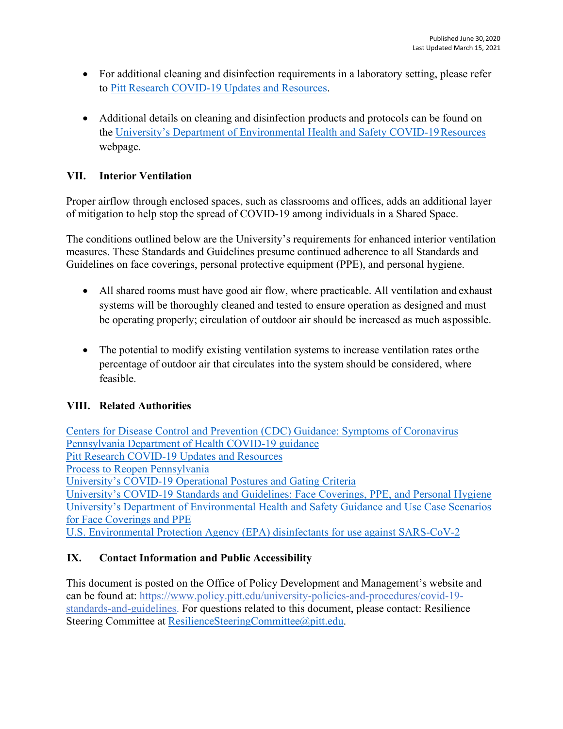- For additional cleaning and disinfection requirements in a laboratory setting, please refer to Pitt Research COVID-19 Updates and Resources.

- Additional details on cleaning and disinfection products and protocols can be found on the University's Department of Environmental Health and Safety COVID-19 Resources webpage.

## VII. Interior Ventilation

Proper airflow through enclosed spaces, such as classrooms and offices, adds an additional layer of mitigation to help stop the spread of COVID-19 among individuals in a Shared Space.

The conditions outlined below are the University's requirements for enhanced interior ventilation measures. These Standards and Guidelines presume continued adherence to all Standards and Guidelines on face coverings, personal protective equipment (PPE), and personal hygiene.

- All shared rooms must have good air flow, where practicable. All ventilation and exhaust systems will be thoroughly cleaned and tested to ensure operation as designed and must be operating properly; circulation of outdoor air should be increased as much as possible.

- The potential to modify existing ventilation systems to increase ventilation rates or the percentage of outdoor air that circulates into the system should be considered, where feasible.

## VIII. Related Authorities

Centers for Disease Control and Prevention (CDC) Guidance: Symptoms of Coronavirus
Pennsylvania Department of Health COVID-19 guidance
Pitt Research COVID-19 Updates and Resources
Process to Reopen Pennsylvania
University's COVID-19 Operational Postures and Gating Criteria
University's COVID-19 Standards and Guidelines: Face Coverings, PPE, and Personal Hygiene
University's Department of Environmental Health and Safety Guidance and Use Case Scenarios for Face Coverings and PPE
U.S. Environmental Protection Agency (EPA) disinfectants for use against SARS-CoV-2

## IX. Contact Information and Public Accessibility

This document is posted on the Office of Policy Development and Management's website and can be found at: https://www.policy.pitt.edu/university-policies-and-procedures/covid-19-standards-and-guidelines. For questions related to this document, please contact: Resilience Steering Committee at ResilienceSteeringCommittee@pitt.edu.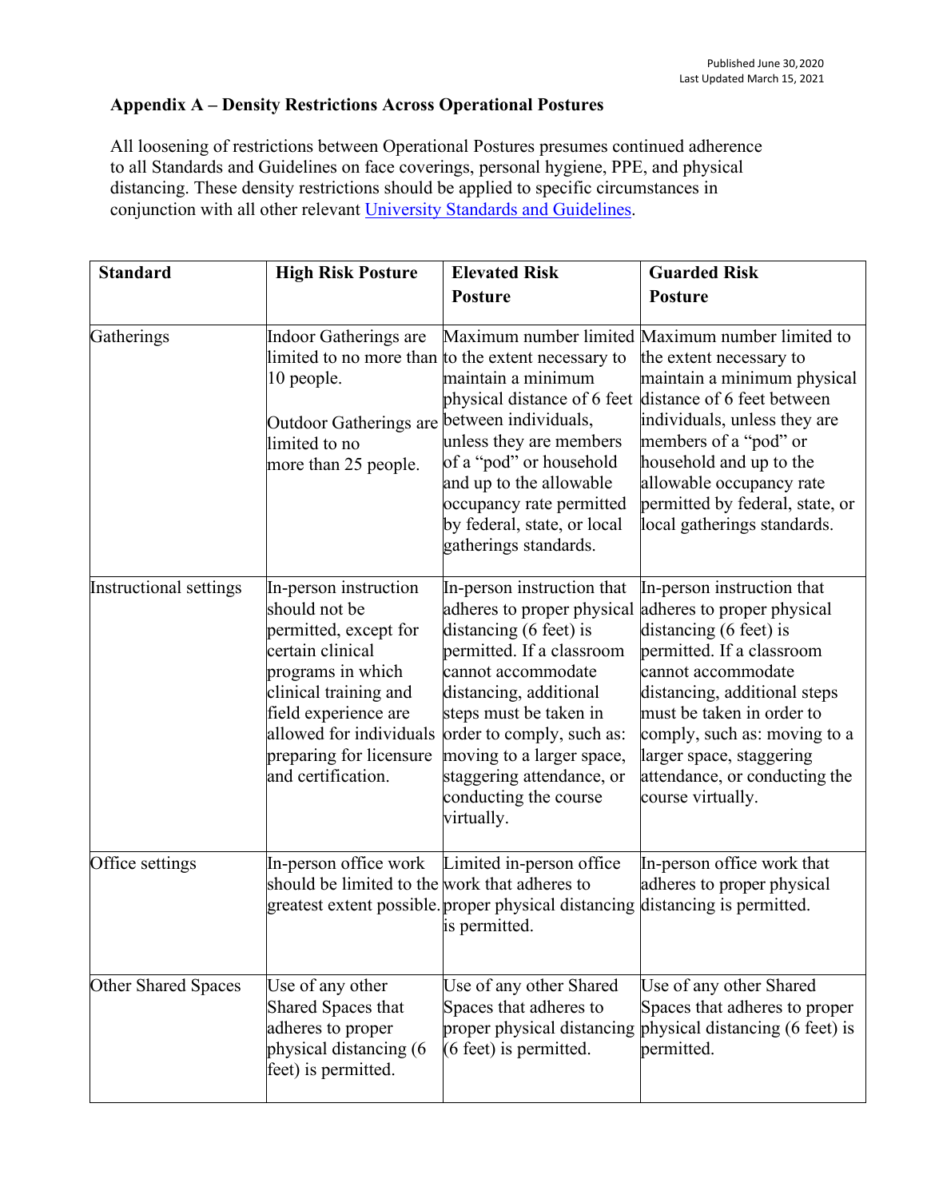Published June 30, 2020
Last Updated March 15, 2021

## Appendix A – Density Restrictions Across Operational Postures

All loosening of restrictions between Operational Postures presumes continued adherence to all Standards and Guidelines on face coverings, personal hygiene, PPE, and physical distancing. These density restrictions should be applied to specific circumstances in conjunction with all other relevant University Standards and Guidelines.

| Standard | High Risk Posture | Elevated Risk Posture | Guarded Risk Posture |
|---|---|---|---|
| Gatherings | Indoor Gatherings are limited to no more than 10 people.<br><br>Outdoor Gatherings are limited to no more than 25 people. | Maximum number limited to the extent necessary to maintain a minimum physical distance of 6 feet between individuals, unless they are members of a "pod" or household and up to the allowable occupancy rate permitted by federal, state, or local gatherings standards. | Maximum number limited to the extent necessary to maintain a minimum physical distance of 6 feet between individuals, unless they are members of a "pod" or household and up to the allowable occupancy rate permitted by federal, state, or local gatherings standards. |
| Instructional settings | In-person instruction should not be permitted, except for certain clinical programs in which clinical training and field experience are allowed for individuals preparing for licensure and certification. | In-person instruction that adheres to proper physical distancing (6 feet) is permitted. If a classroom cannot accommodate distancing, additional steps must be taken in order to comply, such as: moving to a larger space, staggering attendance, or conducting the course virtually. | In-person instruction that adheres to proper physical distancing (6 feet) is permitted. If a classroom cannot accommodate distancing, additional steps must be taken in order to comply, such as: moving to a larger space, staggering attendance, or conducting the course virtually. |
| Office settings | In-person office work should be limited to the greatest extent possible. | Limited in-person office work that adheres to proper physical distancing is permitted. | In-person office work that adheres to proper physical distancing is permitted. |
| Other Shared Spaces | Use of any other Shared Spaces that adheres to proper physical distancing (6 feet) is permitted. | Use of any other Shared Spaces that adheres to proper physical distancing (6 feet) is permitted. | Use of any other Shared Spaces that adheres to proper physical distancing (6 feet) is permitted. |